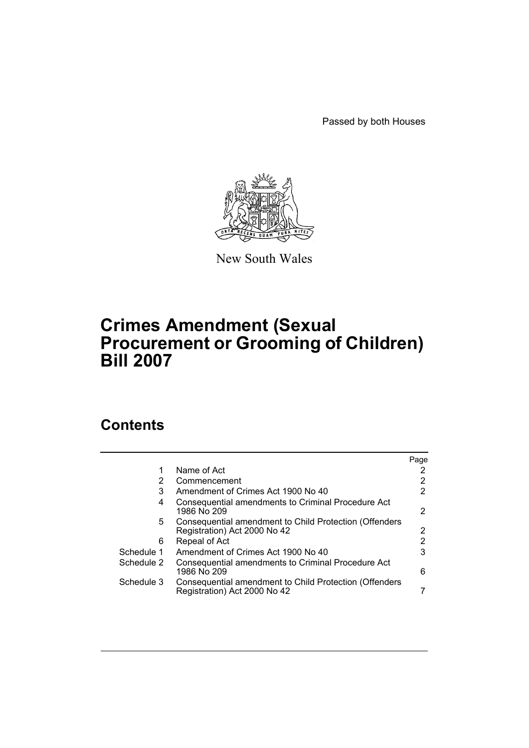Passed by both Houses

New South Wales

# Crimes Amendment (Sexual Procurement or Grooming of Children) Bill 2007

## Contents

| | | Page |
|---|---|---|
| 1 | Name of Act | 2 |
| 2 | Commencement | 2 |
| 3 | Amendment of Crimes Act 1900 No 40 | 2 |
| 4 | Consequential amendments to Criminal Procedure Act 1986 No 209 | 2 |
| 5 | Consequential amendment to Child Protection (Offenders Registration) Act 2000 No 42 | 2 |
| 6 | Repeal of Act | 2 |
| Schedule 1 | Amendment of Crimes Act 1900 No 40 | 3 |
| Schedule 2 | Consequential amendments to Criminal Procedure Act 1986 No 209 | 6 |
| Schedule 3 | Consequential amendment to Child Protection (Offenders Registration) Act 2000 No 42 | 7 |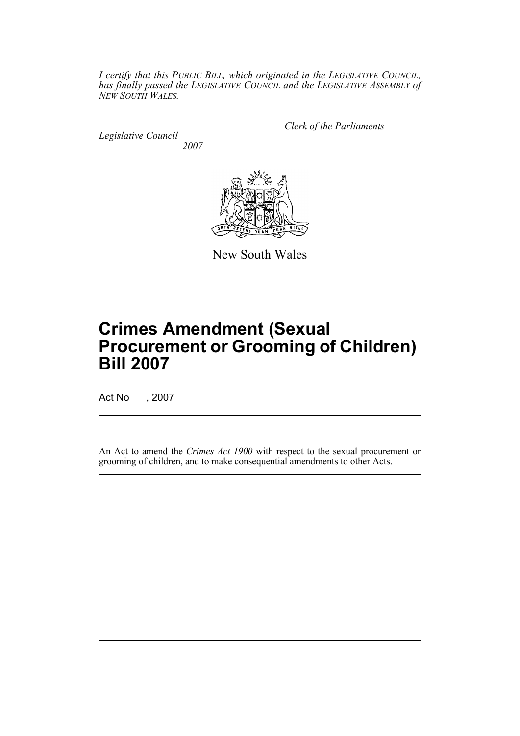*I certify that this PUBLIC BILL, which originated in the LEGISLATIVE COUNCIL, has finally passed the LEGISLATIVE COUNCIL and the LEGISLATIVE ASSEMBLY of NEW SOUTH WALES.*

*Clerk of the Parliaments*

*Legislative Council*

*2007*

New South Wales

# Crimes Amendment (Sexual Procurement or Grooming of Children) Bill 2007

Act No , 2007

An Act to amend the *Crimes Act 1900* with respect to the sexual procurement or grooming of children, and to make consequential amendments to other Acts.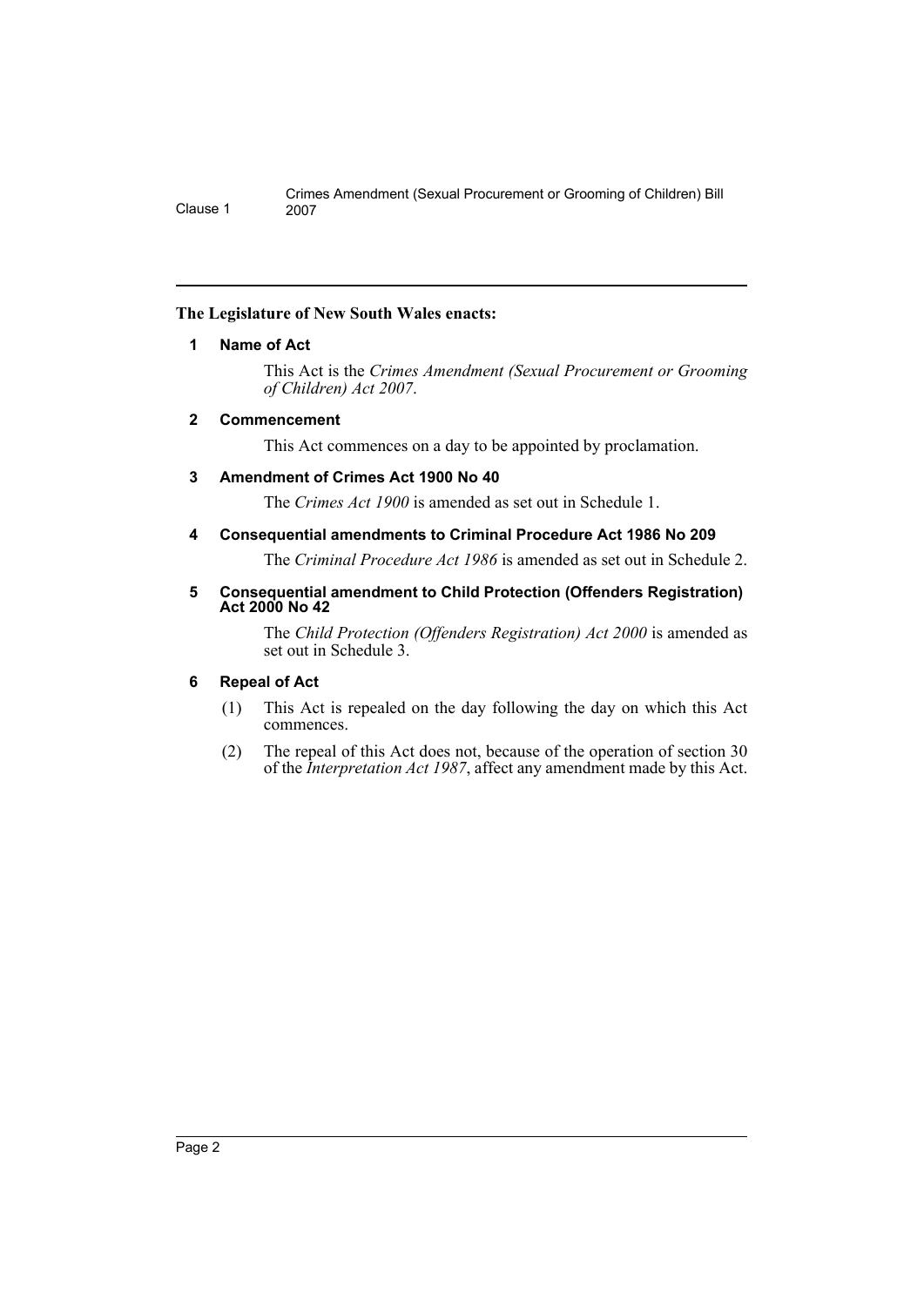**The Legislature of New South Wales enacts:**

## 1 Name of Act

This Act is the *Crimes Amendment (Sexual Procurement or Grooming of Children) Act 2007*.

## 2 Commencement

This Act commences on a day to be appointed by proclamation.

## 3 Amendment of Crimes Act 1900 No 40

The *Crimes Act 1900* is amended as set out in Schedule 1.

## 4 Consequential amendments to Criminal Procedure Act 1986 No 209

The *Criminal Procedure Act 1986* is amended as set out in Schedule 2.

## 5 Consequential amendment to Child Protection (Offenders Registration) Act 2000 No 42

The *Child Protection (Offenders Registration) Act 2000* is amended as set out in Schedule 3.

## 6 Repeal of Act

(1) This Act is repealed on the day following the day on which this Act commences.

(2) The repeal of this Act does not, because of the operation of section 30 of the *Interpretation Act 1987*, affect any amendment made by this Act.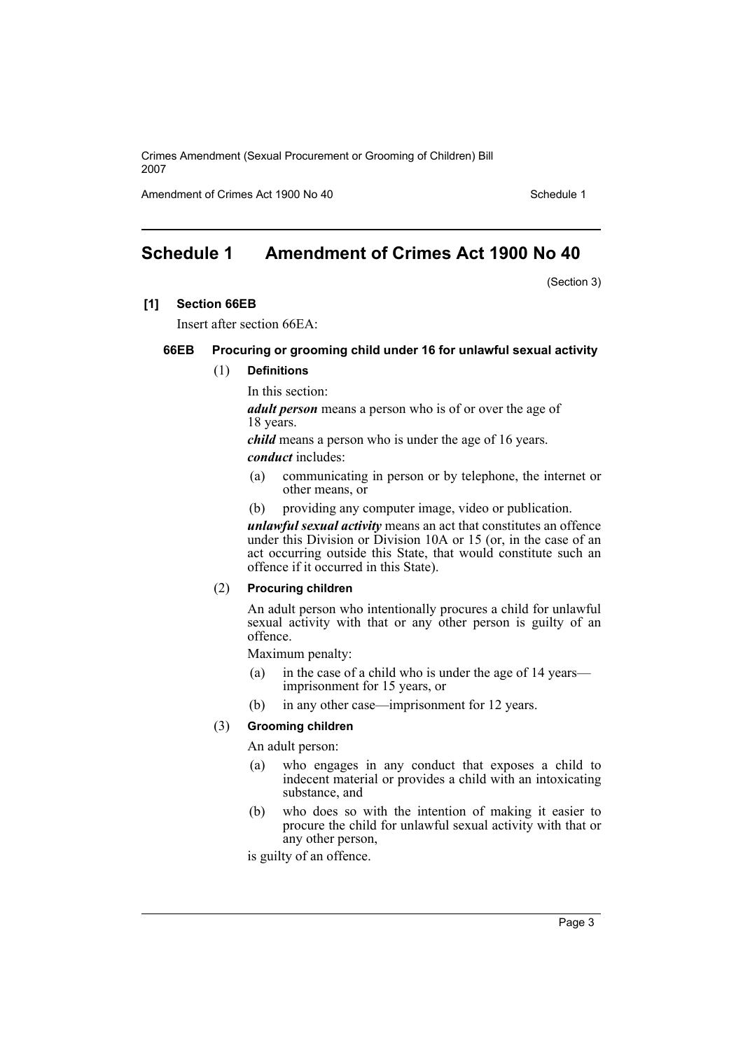# Schedule 1 Amendment of Crimes Act 1900 No 40

(Section 3)

**[1] Section 66EB**

Insert after section 66EA:

**66EB Procuring or grooming child under 16 for unlawful sexual activity**

(1) **Definitions**

In this section:

***adult person*** means a person who is of or over the age of 18 years.

***child*** means a person who is under the age of 16 years.

***conduct*** includes:

(a) communicating in person or by telephone, the internet or other means, or

(b) providing any computer image, video or publication.

***unlawful sexual activity*** means an act that constitutes an offence under this Division or Division 10A or 15 (or, in the case of an act occurring outside this State, that would constitute such an offence if it occurred in this State).

(2) **Procuring children**

An adult person who intentionally procures a child for unlawful sexual activity with that or any other person is guilty of an offence.

Maximum penalty:

(a) in the case of a child who is under the age of 14 years—imprisonment for 15 years, or

(b) in any other case—imprisonment for 12 years.

(3) **Grooming children**

An adult person:

(a) who engages in any conduct that exposes a child to indecent material or provides a child with an intoxicating substance, and

(b) who does so with the intention of making it easier to procure the child for unlawful sexual activity with that or any other person,

is guilty of an offence.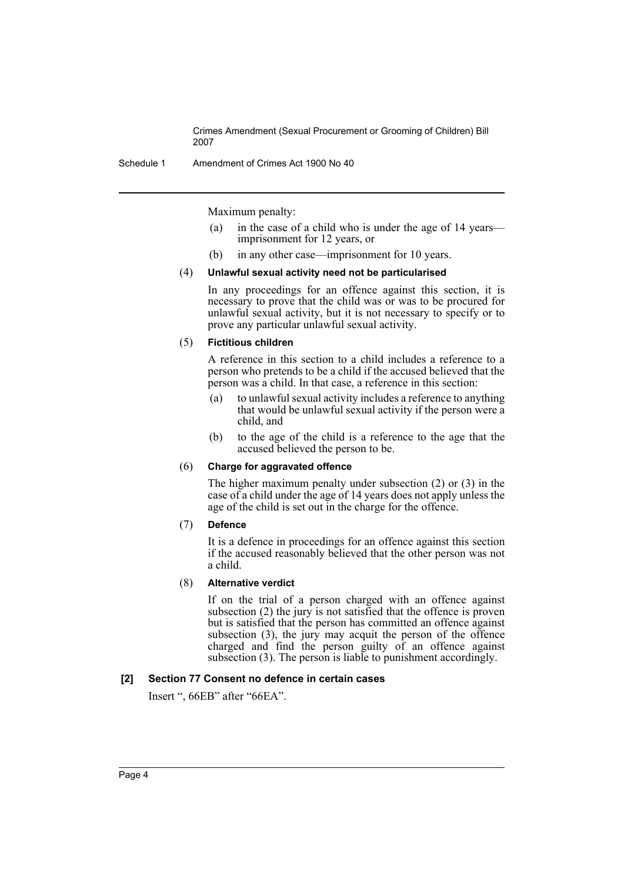Maximum penalty:

(a) in the case of a child who is under the age of 14 years—imprisonment for 12 years, or

(b) in any other case—imprisonment for 10 years.

(4) **Unlawful sexual activity need not be particularised**

In any proceedings for an offence against this section, it is necessary to prove that the child was or was to be procured for unlawful sexual activity, but it is not necessary to specify or to prove any particular unlawful sexual activity.

(5) **Fictitious children**

A reference in this section to a child includes a reference to a person who pretends to be a child if the accused believed that the person was a child. In that case, a reference in this section:

(a) to unlawful sexual activity includes a reference to anything that would be unlawful sexual activity if the person were a child, and

(b) to the age of the child is a reference to the age that the accused believed the person to be.

(6) **Charge for aggravated offence**

The higher maximum penalty under subsection (2) or (3) in the case of a child under the age of 14 years does not apply unless the age of the child is set out in the charge for the offence.

(7) **Defence**

It is a defence in proceedings for an offence against this section if the accused reasonably believed that the other person was not a child.

(8) **Alternative verdict**

If on the trial of a person charged with an offence against subsection (2) the jury is not satisfied that the offence is proven but is satisfied that the person has committed an offence against subsection (3), the jury may acquit the person of the offence charged and find the person guilty of an offence against subsection (3). The person is liable to punishment accordingly.

### [2] Section 77 Consent no defence in certain cases

Insert ", 66EB" after "66EA".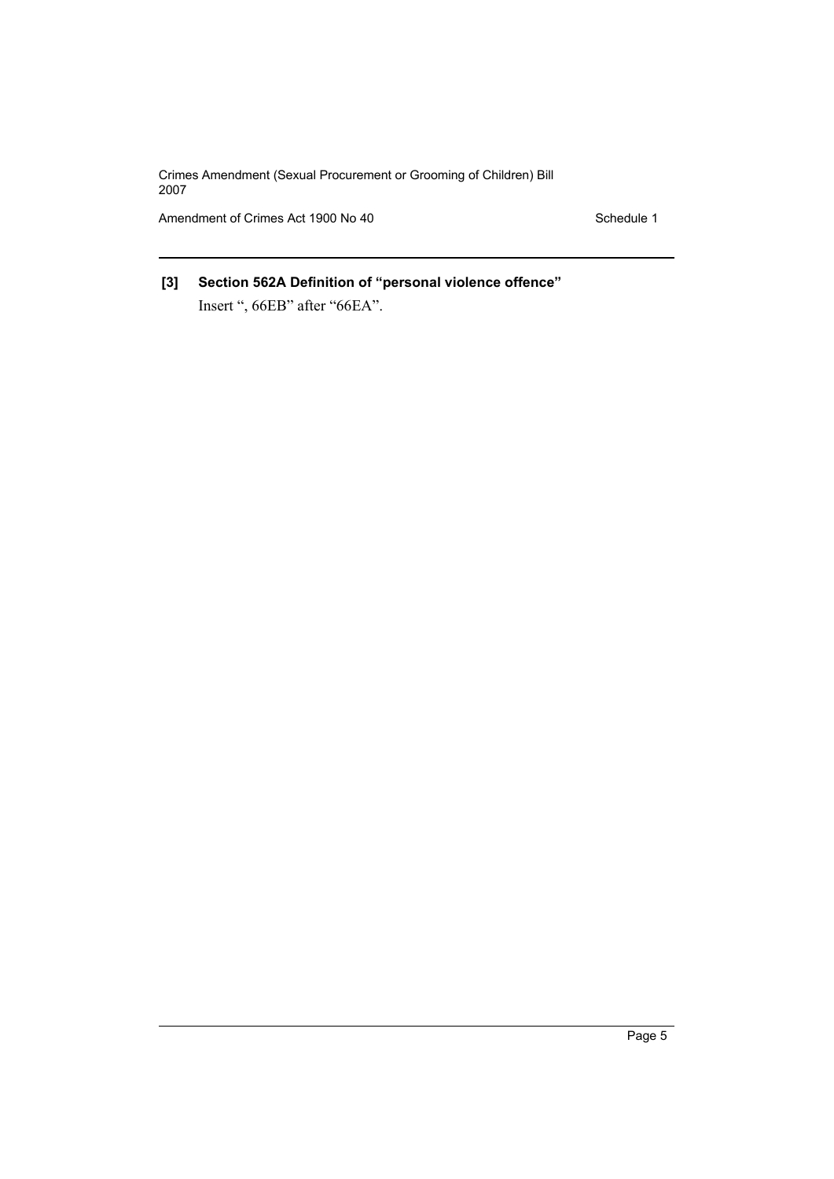**[3] Section 562A Definition of "personal violence offence"**

Insert ", 66EB" after "66EA".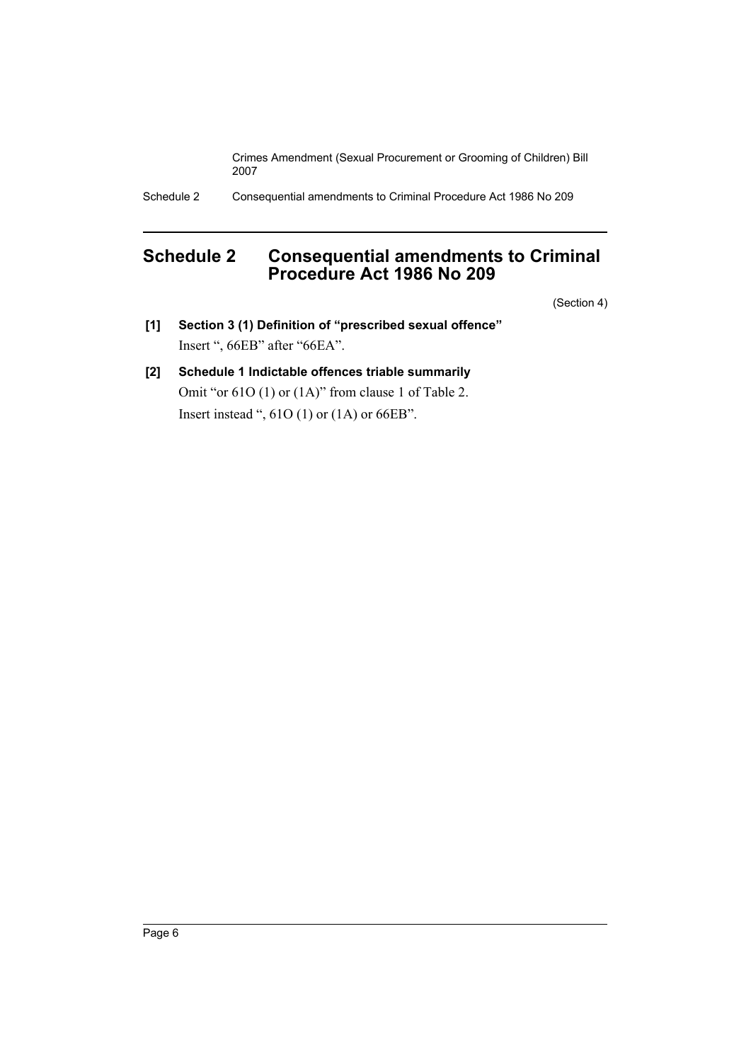# Schedule 2 Consequential amendments to Criminal Procedure Act 1986 No 209

(Section 4)

**[1] Section 3 (1) Definition of "prescribed sexual offence"**

Insert ", 66EB" after "66EA".

**[2] Schedule 1 Indictable offences triable summarily**

Omit "or 61O (1) or (1A)" from clause 1 of Table 2.

Insert instead ", 61O (1) or (1A) or 66EB".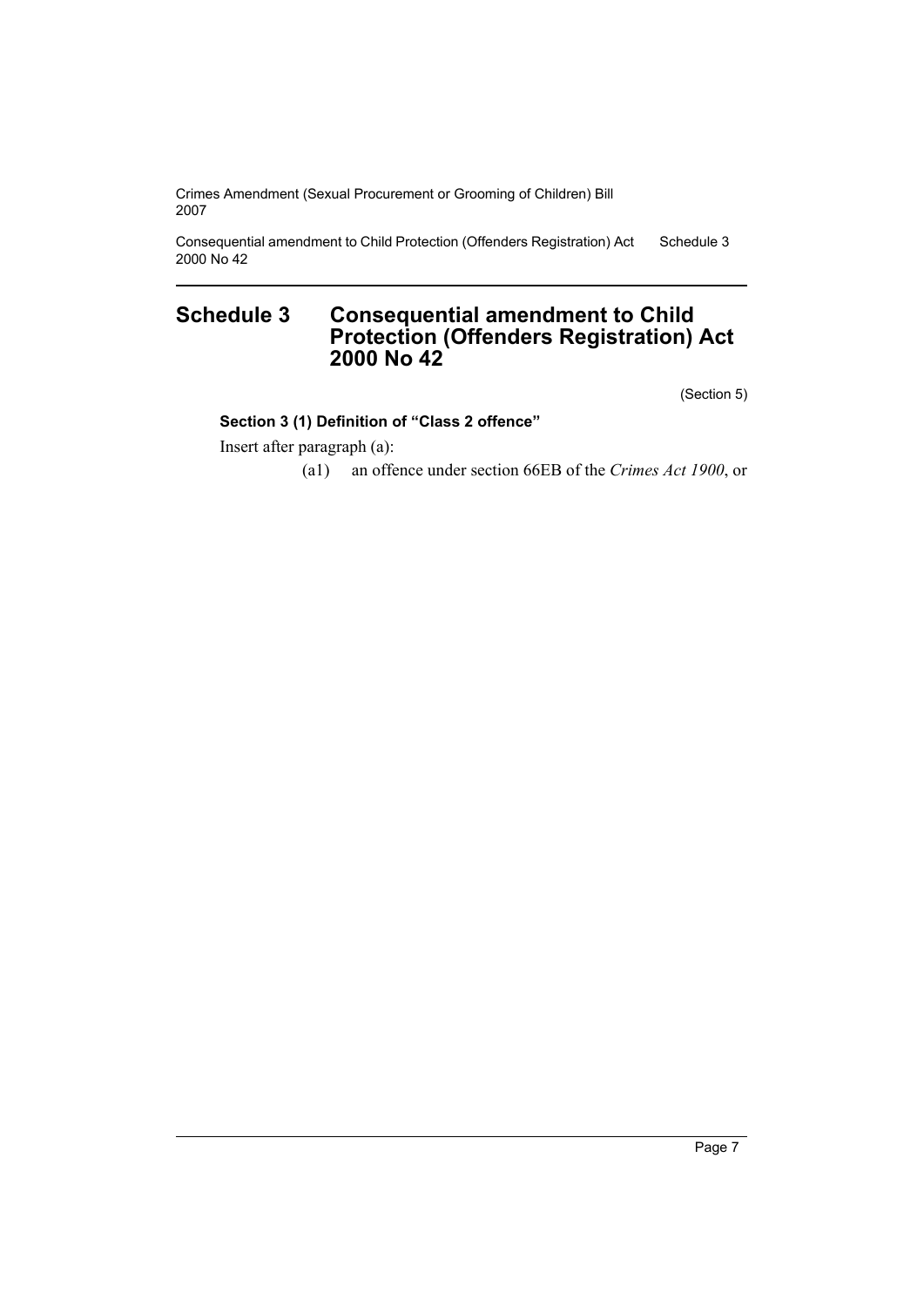# Schedule 3 Consequential amendment to Child Protection (Offenders Registration) Act 2000 No 42

(Section 5)

**Section 3 (1) Definition of "Class 2 offence"**

Insert after paragraph (a):

(a1) an offence under section 66EB of the *Crimes Act 1900*, or